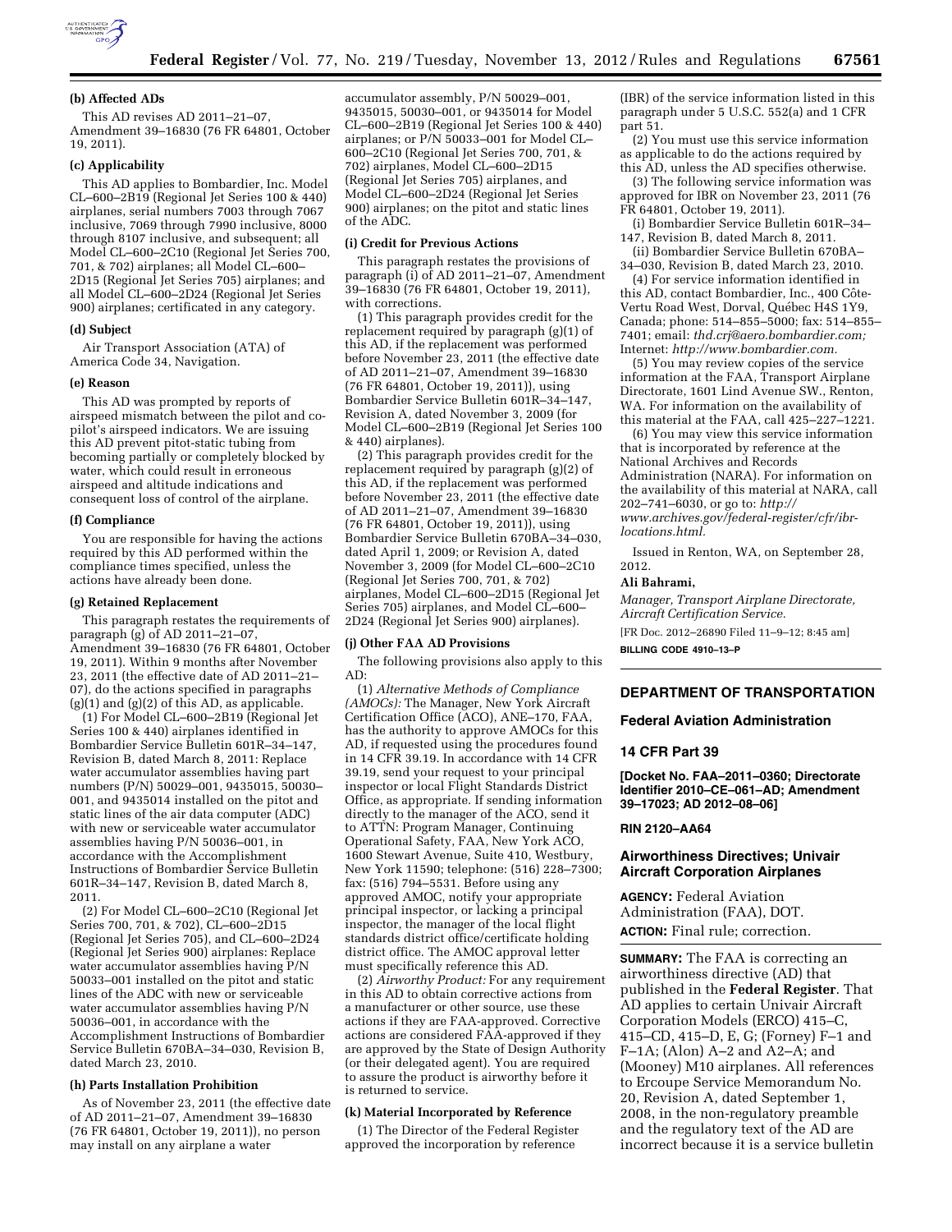#### (b) Affected ADs

This AD revises AD 2011–21–07, Amendment 39–16830 (76 FR 64801, October 19, 2011).

#### (c) Applicability

This AD applies to Bombardier, Inc. Model CL–600–2B19 (Regional Jet Series 100 & 440) airplanes, serial numbers 7003 through 7067 inclusive, 7069 through 7990 inclusive, 8000 through 8107 inclusive, and subsequent; all Model CL–600–2C10 (Regional Jet Series 700, 701, & 702) airplanes; all Model CL–600–2D15 (Regional Jet Series 705) airplanes; and all Model CL–600–2D24 (Regional Jet Series 900) airplanes; certificated in any category.

#### (d) Subject

Air Transport Association (ATA) of America Code 34, Navigation.

#### (e) Reason

This AD was prompted by reports of airspeed mismatch between the pilot and co-pilot's airspeed indicators. We are issuing this AD prevent pitot-static tubing from becoming partially or completely blocked by water, which could result in erroneous airspeed and altitude indications and consequent loss of control of the airplane.

#### (f) Compliance

You are responsible for having the actions required by this AD performed within the compliance times specified, unless the actions have already been done.

#### (g) Retained Replacement

This paragraph restates the requirements of paragraph (g) of AD 2011–21–07, Amendment 39–16830 (76 FR 64801, October 19, 2011). Within 9 months after November 23, 2011 (the effective date of AD 2011–21–07), do the actions specified in paragraphs (g)(1) and (g)(2) of this AD, as applicable.

(1) For Model CL–600–2B19 (Regional Jet Series 100 & 440) airplanes identified in Bombardier Service Bulletin 601R–34–147, Revision B, dated March 8, 2011: Replace water accumulator assemblies having part numbers (P/N) 50029–001, 9435015, 50030–001, and 9435014 installed on the pitot and static lines of the air data computer (ADC) with new or serviceable water accumulator assemblies having P/N 50036–001, in accordance with the Accomplishment Instructions of Bombardier Service Bulletin 601R–34–147, Revision B, dated March 8, 2011.

(2) For Model CL–600–2C10 (Regional Jet Series 700, 701, & 702), CL–600–2D15 (Regional Jet Series 705), and CL–600–2D24 (Regional Jet Series 900) airplanes: Replace water accumulator assemblies having P/N 50033–001 installed on the pitot and static lines of the ADC with new or serviceable water accumulator assemblies having P/N 50036–001, in accordance with the Accomplishment Instructions of Bombardier Service Bulletin 670BA–34–030, Revision B, dated March 23, 2010.

#### (h) Parts Installation Prohibition

As of November 23, 2011 (the effective date of AD 2011–21–07, Amendment 39–16830 (76 FR 64801, October 19, 2011)), no person may install on any airplane a water accumulator assembly, P/N 50029–001, 9435015, 50030–001, or 9435014 for Model CL–600–2B19 (Regional Jet Series 100 & 440) airplanes; or P/N 50033–001 for Model CL–600–2C10 (Regional Jet Series 700, 701, & 702) airplanes, Model CL–600–2D15 (Regional Jet Series 705) airplanes, and Model CL–600–2D24 (Regional Jet Series 900) airplanes; on the pitot and static lines of the ADC.

#### (i) Credit for Previous Actions

This paragraph restates the provisions of paragraph (i) of AD 2011–21–07, Amendment 39–16830 (76 FR 64801, October 19, 2011), with corrections.

(1) This paragraph provides credit for the replacement required by paragraph (g)(1) of this AD, if the replacement was performed before November 23, 2011 (the effective date of AD 2011–21–07, Amendment 39–16830 (76 FR 64801, October 19, 2011)), using Bombardier Service Bulletin 601R–34–147, Revision A, dated November 3, 2009 (for Model CL–600–2B19 (Regional Jet Series 100 & 440) airplanes).

(2) This paragraph provides credit for the replacement required by paragraph (g)(2) of this AD, if the replacement was performed before November 23, 2011 (the effective date of AD 2011–21–07, Amendment 39–16830 (76 FR 64801, October 19, 2011)), using Bombardier Service Bulletin 670BA–34–030, dated April 1, 2009; or Revision A, dated November 3, 2009 (for Model CL–600–2C10 (Regional Jet Series 700, 701, & 702) airplanes, Model CL–600–2D15 (Regional Jet Series 705) airplanes, and Model CL–600–2D24 (Regional Jet Series 900) airplanes).

#### (j) Other FAA AD Provisions

The following provisions also apply to this AD:

(1) *Alternative Methods of Compliance (AMOCs):* The Manager, New York Aircraft Certification Office (ACO), ANE–170, FAA, has the authority to approve AMOCs for this AD, if requested using the procedures found in 14 CFR 39.19. In accordance with 14 CFR 39.19, send your request to your principal inspector or local Flight Standards District Office, as appropriate. If sending information directly to the manager of the ACO, send it to ATTN: Program Manager, Continuing Operational Safety, FAA, New York ACO, 1600 Stewart Avenue, Suite 410, Westbury, New York 11590; telephone: (516) 228–7300; fax: (516) 794–5531. Before using any approved AMOC, notify your appropriate principal inspector, or lacking a principal inspector, the manager of the local flight standards district office/certificate holding district office. The AMOC approval letter must specifically reference this AD.

(2) *Airworthy Product:* For any requirement in this AD to obtain corrective actions from a manufacturer or other source, use these actions if they are FAA-approved. Corrective actions are considered FAA-approved if they are approved by the State of Design Authority (or their delegated agent). You are required to assure the product is airworthy before it is returned to service.

#### (k) Material Incorporated by Reference

(1) The Director of the Federal Register approved the incorporation by reference (IBR) of the service information listed in this paragraph under 5 U.S.C. 552(a) and 1 CFR part 51.

(2) You must use this service information as applicable to do the actions required by this AD, unless the AD specifies otherwise.

(3) The following service information was approved for IBR on November 23, 2011 (76 FR 64801, October 19, 2011).

(i) Bombardier Service Bulletin 601R–34–147, Revision B, dated March 8, 2011.

(ii) Bombardier Service Bulletin 670BA–34–030, Revision B, dated March 23, 2010.

(4) For service information identified in this AD, contact Bombardier, Inc., 400 Côte-Vertu Road West, Dorval, Québec H4S 1Y9, Canada; phone: 514–855–5000; fax: 514–855–7401; email: *thd.crj@aero.bombardier.com;* Internet: *http://www.bombardier.com.*

(5) You may review copies of the service information at the FAA, Transport Airplane Directorate, 1601 Lind Avenue SW., Renton, WA. For information on the availability of this material at the FAA, call 425–227–1221.

(6) You may view this service information that is incorporated by reference at the National Archives and Records Administration (NARA). For information on the availability of this material at NARA, call 202–741–6030, or go to: *http://www.archives.gov/federal-register/cfr/ibr-locations.html.*

Issued in Renton, WA, on September 28, 2012.

**Ali Bahrami,**

*Manager, Transport Airplane Directorate, Aircraft Certification Service.*

[FR Doc. 2012–26890 Filed 11–9–12; 8:45 am]

**BILLING CODE 4910–13–P**

---

## DEPARTMENT OF TRANSPORTATION

### Federal Aviation Administration

### 14 CFR Part 39

**[Docket No. FAA–2011–0360; Directorate Identifier 2010–CE–061–AD; Amendment 39–17023; AD 2012–08–06]**

**RIN 2120–AA64**

### Airworthiness Directives; Univair Aircraft Corporation Airplanes

**AGENCY:** Federal Aviation Administration (FAA), DOT.

**ACTION:** Final rule; correction.

**SUMMARY:** The FAA is correcting an airworthiness directive (AD) that published in the **Federal Register**. That AD applies to certain Univair Aircraft Corporation Models (ERCO) 415–C, 415–CD, 415–D, E, G; (Forney) F–1 and F–1A; (Alon) A–2 and A2–A; and (Mooney) M10 airplanes. All references to Ercoupe Service Memorandum No. 20, Revision A, dated September 1, 2008, in the non-regulatory preamble and the regulatory text of the AD are incorrect because it is a service bulletin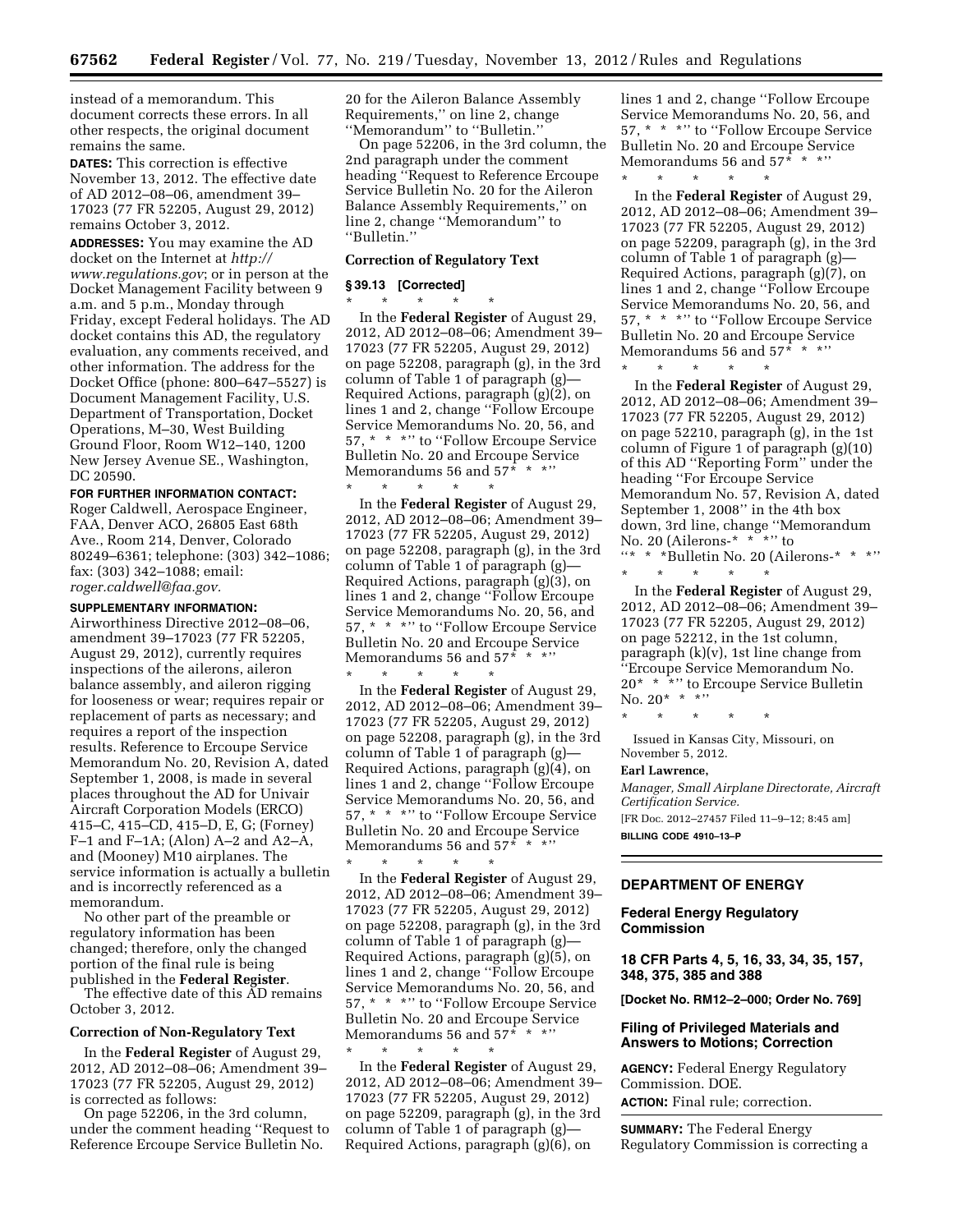instead of a memorandum. This document corrects these errors. In all other respects, the original document remains the same.

**DATES:** This correction is effective November 13, 2012. The effective date of AD 2012–08–06, amendment 39–17023 (77 FR 52205, August 29, 2012) remains October 3, 2012.

**ADDRESSES:** You may examine the AD docket on the Internet at *http://www.regulations.gov*; or in person at the Docket Management Facility between 9 a.m. and 5 p.m., Monday through Friday, except Federal holidays. The AD docket contains this AD, the regulatory evaluation, any comments received, and other information. The address for the Docket Office (phone: 800–647–5527) is Document Management Facility, U.S. Department of Transportation, Docket Operations, M–30, West Building Ground Floor, Room W12–140, 1200 New Jersey Avenue SE., Washington, DC 20590.

**FOR FURTHER INFORMATION CONTACT:** Roger Caldwell, Aerospace Engineer, FAA, Denver ACO, 26805 East 68th Ave., Room 214, Denver, Colorado 80249–6361; telephone: (303) 342–1086; fax: (303) 342–1088; email: *roger.caldwell@faa.gov.*

**SUPPLEMENTARY INFORMATION:** Airworthiness Directive 2012–08–06, amendment 39–17023 (77 FR 52205, August 29, 2012), currently requires inspections of the ailerons, aileron balance assembly, and aileron rigging for looseness or wear; requires repair or replacement of parts as necessary; and requires a report of the inspection results. Reference to Ercoupe Service Memorandum No. 20, Revision A, dated September 1, 2008, is made in several places throughout the AD for Univair Aircraft Corporation Models (ERCO) 415–C, 415–CD, 415–D, E, G; (Forney) F–1 and F–1A; (Alon) A–2 and A2–A, and (Mooney) M10 airplanes. The service information is actually a bulletin and is incorrectly referenced as a memorandum.

No other part of the preamble or regulatory information has been changed; therefore, only the changed portion of the final rule is being published in the **Federal Register**.

The effective date of this AD remains October 3, 2012.

### Correction of Non-Regulatory Text

In the **Federal Register** of August 29, 2012, AD 2012–08–06; Amendment 39–17023 (77 FR 52205, August 29, 2012) is corrected as follows:

On page 52206, in the 3rd column, under the comment heading ''Request to Reference Ercoupe Service Bulletin No. 20 for the Aileron Balance Assembly Requirements,'' on line 2, change ''Memorandum'' to ''Bulletin.''

On page 52206, in the 3rd column, the 2nd paragraph under the comment heading ''Request to Reference Ercoupe Service Bulletin No. 20 for the Aileron Balance Assembly Requirements,'' on line 2, change ''Memorandum'' to ''Bulletin.''

### Correction of Regulatory Text

#### § 39.13 [Corrected]

\* \* \* \* \*

In the **Federal Register** of August 29, 2012, AD 2012–08–06; Amendment 39–17023 (77 FR 52205, August 29, 2012) on page 52208, paragraph (g), in the 3rd column of Table 1 of paragraph (g)—Required Actions, paragraph (g)(2), on lines 1 and 2, change ''Follow Ercoupe Service Memorandums No. 20, 56, and 57, * * *'' to ''Follow Ercoupe Service Bulletin No. 20 and Ercoupe Service Memorandums 56 and 57* * *''

\* \* \* \* \*

In the **Federal Register** of August 29, 2012, AD 2012–08–06; Amendment 39–17023 (77 FR 52205, August 29, 2012) on page 52208, paragraph (g), in the 3rd column of Table 1 of paragraph (g)—Required Actions, paragraph (g)(3), on lines 1 and 2, change ''Follow Ercoupe Service Memorandums No. 20, 56, and 57, * * *'' to ''Follow Ercoupe Service Bulletin No. 20 and Ercoupe Service Memorandums 56 and 57* * *''

\* \* \* \* \*

In the **Federal Register** of August 29, 2012, AD 2012–08–06; Amendment 39–17023 (77 FR 52205, August 29, 2012) on page 52208, paragraph (g), in the 3rd column of Table 1 of paragraph (g)—Required Actions, paragraph (g)(4), on lines 1 and 2, change ''Follow Ercoupe Service Memorandums No. 20, 56, and 57, * * *'' to ''Follow Ercoupe Service Bulletin No. 20 and Ercoupe Service Memorandums 56 and 57* * *''

\* \* \* \* \*

In the **Federal Register** of August 29, 2012, AD 2012–08–06; Amendment 39–17023 (77 FR 52205, August 29, 2012) on page 52208, paragraph (g), in the 3rd column of Table 1 of paragraph (g)—Required Actions, paragraph (g)(5), on lines 1 and 2, change ''Follow Ercoupe Service Memorandums No. 20, 56, and 57, * * *'' to ''Follow Ercoupe Service Bulletin No. 20 and Ercoupe Service Memorandums 56 and 57* * *''

\* \* \* \* \*

In the **Federal Register** of August 29, 2012, AD 2012–08–06; Amendment 39–17023 (77 FR 52205, August 29, 2012) on page 52209, paragraph (g), in the 3rd column of Table 1 of paragraph (g)—Required Actions, paragraph (g)(6), on lines 1 and 2, change ''Follow Ercoupe Service Memorandums No. 20, 56, and 57, * * *'' to ''Follow Ercoupe Service Bulletin No. 20 and Ercoupe Service Memorandums 56 and 57* * *''

\* \* \* \* \*

In the **Federal Register** of August 29, 2012, AD 2012–08–06; Amendment 39–17023 (77 FR 52205, August 29, 2012) on page 52209, paragraph (g), in the 3rd column of Table 1 of paragraph (g)—Required Actions, paragraph (g)(7), on lines 1 and 2, change ''Follow Ercoupe Service Memorandums No. 20, 56, and 57, * * *'' to ''Follow Ercoupe Service Bulletin No. 20 and Ercoupe Service Memorandums 56 and 57* * *''

\* \* \* \* \*

In the **Federal Register** of August 29, 2012, AD 2012–08–06; Amendment 39–17023 (77 FR 52205, August 29, 2012) on page 52210, paragraph (g), in the 1st column of Figure 1 of paragraph (g)(10) of this AD ''Reporting Form'' under the heading ''For Ercoupe Service Memorandum No. 57, Revision A, dated September 1, 2008'' in the 4th box down, 3rd line, change ''Memorandum No. 20 (Ailerons-* * *'' to ''* * *Bulletin No. 20 (Ailerons-* * *''

\* \* \* \* \*

In the **Federal Register** of August 29, 2012, AD 2012–08–06; Amendment 39–17023 (77 FR 52205, August 29, 2012) on page 52212, in the 1st column, paragraph (k)(v), 1st line change from ''Ercoupe Service Memorandum No. 20* * *'' to Ercoupe Service Bulletin No. 20* * *''

\* \* \* \* \*

Issued in Kansas City, Missouri, on November 5, 2012.

**Earl Lawrence,**

*Manager, Small Airplane Directorate, Aircraft Certification Service.*

[FR Doc. 2012–27457 Filed 11–9–12; 8:45 am]

**BILLING CODE 4910–13–P**

## DEPARTMENT OF ENERGY

### Federal Energy Regulatory Commission

### 18 CFR Parts 4, 5, 16, 33, 34, 35, 157, 348, 375, 385 and 388

**[Docket No. RM12–2–000; Order No. 769]**

### Filing of Privileged Materials and Answers to Motions; Correction

**AGENCY:** Federal Energy Regulatory Commission. DOE.

**ACTION:** Final rule; correction.

**SUMMARY:** The Federal Energy Regulatory Commission is correcting a